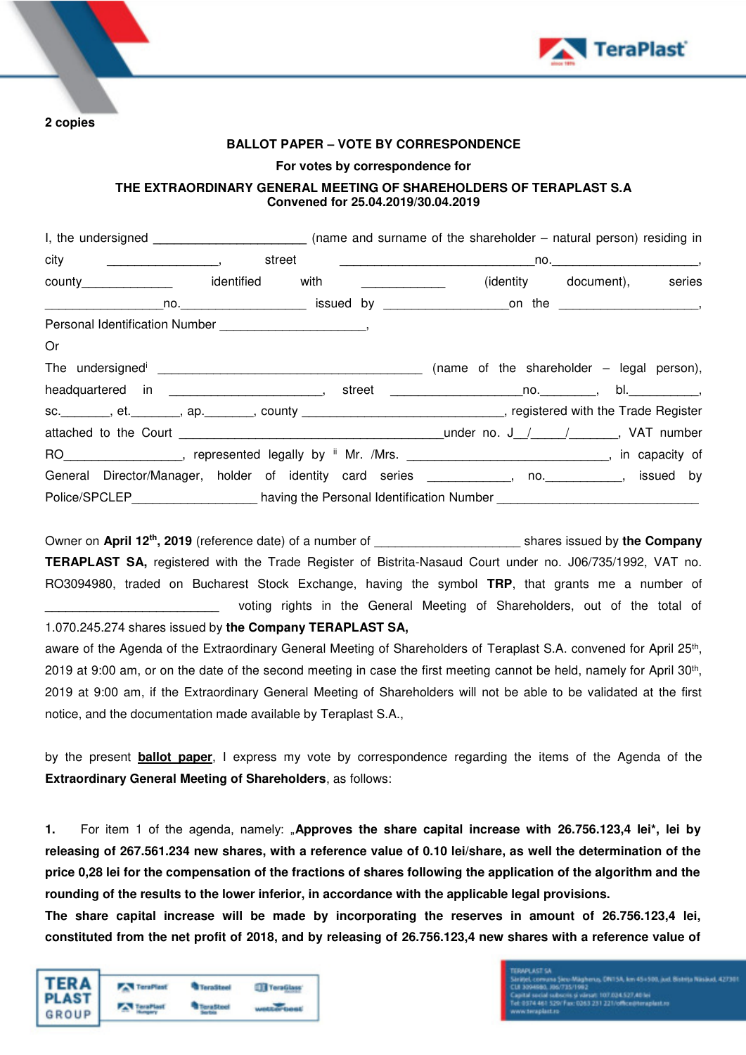**2 copies**

**BALLOT PAPER – VOTE BY CORRESPONDENCE**

**For votes by correspondence for**

**THE EXTRAORDINARY GENERAL MEETING OF SHAREHOLDERS OF TERAPLAST S.A**
**Convened for 25.04.2019/30.04.2019**

I, the undersigned ______________________ (name and surname of the shareholder – natural person) residing in city ________________, street ____________________________no.____________________, county______________ identified with ____________ (identity document), series _________________no.__________________ issued by __________________on the ____________________, Personal Identification Number ______________________,

Or

The undersigned[i] ______________________________________ (name of the shareholder – legal person), headquartered in ______________________, street __________________no.________, bl.__________, sc._______, et._______, ap._______, county ______________________________, registered with the Trade Register attached to the Court ______________________________________under no. J__/_____/_______, VAT number RO_________________, represented legally by [ii] Mr. /Mrs. _____________________________, in capacity of General Director/Manager, holder of identity card series ___________, no.___________, issued by Police/SPCLEP__________________ having the Personal Identification Number _____________________________

Owner on **April 12th, 2019** (reference date) of a number of ____________________ shares issued by **the Company TERAPLAST SA,** registered with the Trade Register of Bistrita-Nasaud Court under no. J06/735/1992, VAT no. RO3094980, traded on Bucharest Stock Exchange, having the symbol **TRP**, that grants me a number of ________________________ voting rights in the General Meeting of Shareholders, out of the total of 1.070.245.274 shares issued by **the Company TERAPLAST SA,**

aware of the Agenda of the Extraordinary General Meeting of Shareholders of Teraplast S.A. convened for April 25th, 2019 at 9:00 am, or on the date of the second meeting in case the first meeting cannot be held, namely for April 30th, 2019 at 9:00 am, if the Extraordinary General Meeting of Shareholders will not be able to be validated at the first notice, and the documentation made available by Teraplast S.A.,

by the present **ballot paper**, I express my vote by correspondence regarding the items of the Agenda of the **Extraordinary General Meeting of Shareholders**, as follows:

**1.** For item 1 of the agenda, namely: „**Approves the share capital increase with 26.756.123,4 lei\*, lei by releasing of 267.561.234 new shares, with a reference value of 0.10 lei/share, as well the determination of the price 0,28 lei for the compensation of the fractions of shares following the application of the algorithm and the rounding of the results to the lower inferior, in accordance with the applicable legal provisions.**

**The share capital increase will be made by incorporating the reserves in amount of 26.756.123,4 lei, constituted from the net profit of 2018, and by releasing of 26.756.123,4 new shares with a reference value of**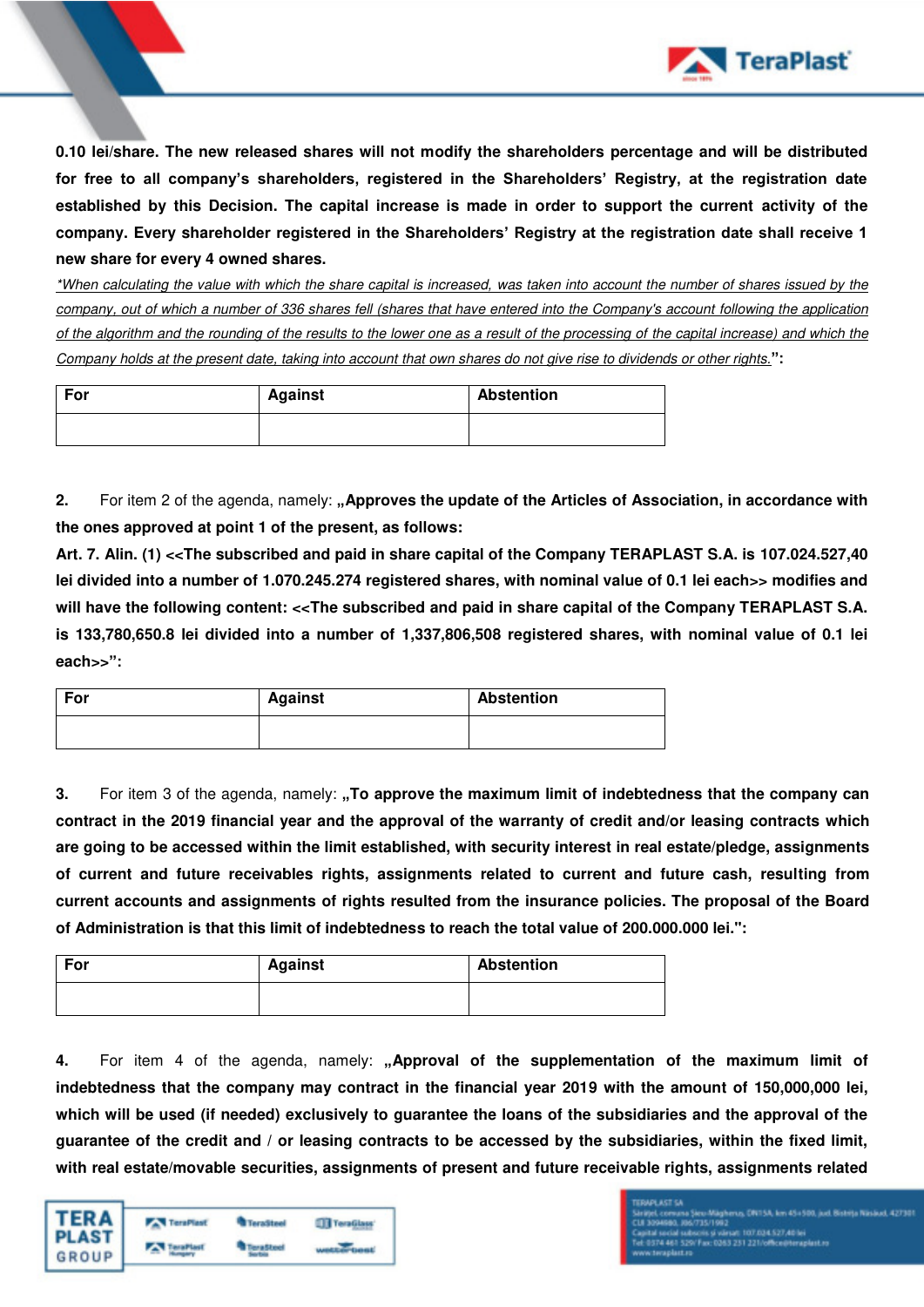**0.10 lei/share. The new released shares will not modify the shareholders percentage and will be distributed for free to all company's shareholders, registered in the Shareholders' Registry, at the registration date established by this Decision. The capital increase is made in order to support the current activity of the company. Every shareholder registered in the Shareholders' Registry at the registration date shall receive 1 new share for every 4 owned shares.**

*\*When calculating the value with which the share capital is increased, was taken into account the number of shares issued by the company, out of which a number of 336 shares fell (shares that have entered into the Company's account following the application of the algorithm and the rounding of the results to the lower one as a result of the processing of the capital increase) and which the Company holds at the present date, taking into account that own shares do not give rise to dividends or other rights.*"**:**

| For | Against | Abstention |
|---|---|---|
| | | |

2. For item 2 of the agenda, namely: **„Approves the update of the Articles of Association, in accordance with the ones approved at point 1 of the present, as follows:**
**Art. 7. Alin. (1) <<The subscribed and paid in share capital of the Company TERAPLAST S.A. is 107.024.527,40 lei divided into a number of 1.070.245.274 registered shares, with nominal value of 0.1 lei each>> modifies and will have the following content: <<The subscribed and paid in share capital of the Company TERAPLAST S.A. is 133,780,650.8 lei divided into a number of 1,337,806,508 registered shares, with nominal value of 0.1 lei each>>":**

| For | Against | Abstention |
|---|---|---|
| | | |

3. For item 3 of the agenda, namely: **„To approve the maximum limit of indebtedness that the company can contract in the 2019 financial year and the approval of the warranty of credit and/or leasing contracts which are going to be accessed within the limit established, with security interest in real estate/pledge, assignments of current and future receivables rights, assignments related to current and future cash, resulting from current accounts and assignments of rights resulted from the insurance policies. The proposal of the Board of Administration is that this limit of indebtedness to reach the total value of 200.000.000 lei.":**

| For | Against | Abstention |
|---|---|---|
| | | |

4. For item 4 of the agenda, namely: **„Approval of the supplementation of the maximum limit of indebtedness that the company may contract in the financial year 2019 with the amount of 150,000,000 lei, which will be used (if needed) exclusively to guarantee the loans of the subsidiaries and the approval of the guarantee of the credit and / or leasing contracts to be accessed by the subsidiaries, within the fixed limit, with real estate/movable securities, assignments of present and future receivable rights, assignments related**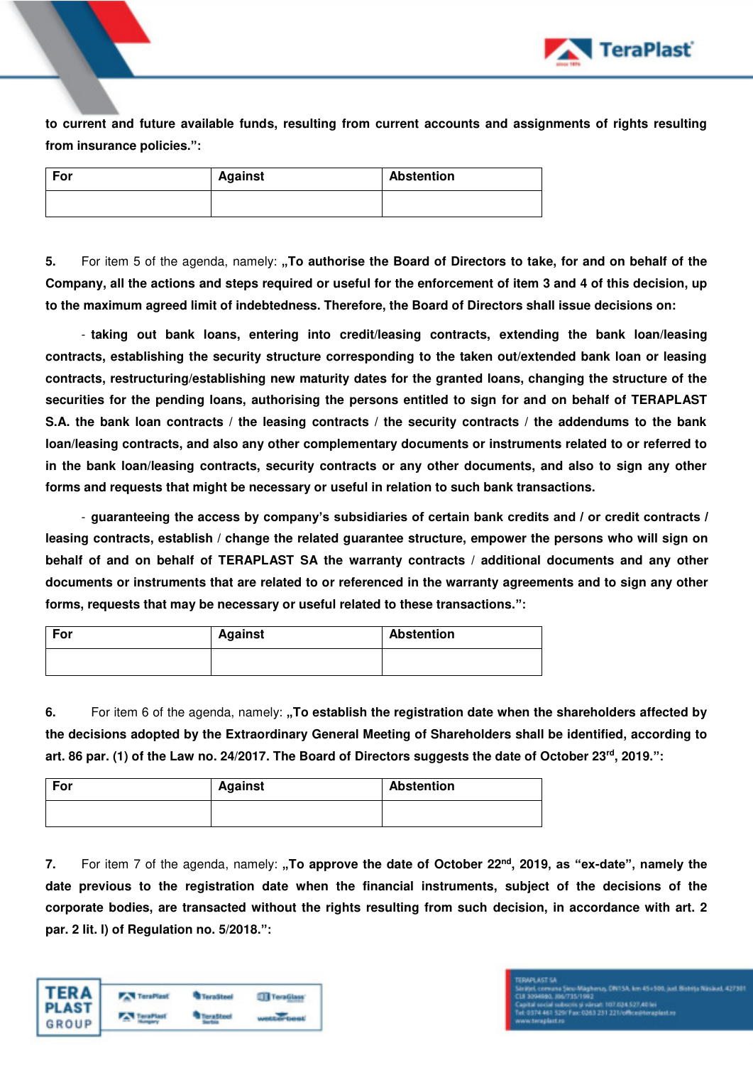**to current and future available funds, resulting from current accounts and assignments of rights resulting from insurance policies.":**

| For | Against | Abstention |
|---|---|---|
| | | |

**5.** For item 5 of the agenda, namely: **„To authorise the Board of Directors to take, for and on behalf of the Company, all the actions and steps required or useful for the enforcement of item 3 and 4 of this decision, up to the maximum agreed limit of indebtedness. Therefore, the Board of Directors shall issue decisions on:**

- **taking out bank loans, entering into credit/leasing contracts, extending the bank loan/leasing contracts, establishing the security structure corresponding to the taken out/extended bank loan or leasing contracts, restructuring/establishing new maturity dates for the granted loans, changing the structure of the securities for the pending loans, authorising the persons entitled to sign for and on behalf of TERAPLAST S.A. the bank loan contracts / the leasing contracts / the security contracts / the addendums to the bank loan/leasing contracts, and also any other complementary documents or instruments related to or referred to in the bank loan/leasing contracts, security contracts or any other documents, and also to sign any other forms and requests that might be necessary or useful in relation to such bank transactions.**

- **guaranteeing the access by company's subsidiaries of certain bank credits and / or credit contracts / leasing contracts, establish / change the related guarantee structure, empower the persons who will sign on behalf of and on behalf of TERAPLAST SA the warranty contracts / additional documents and any other documents or instruments that are related to or referenced in the warranty agreements and to sign any other forms, requests that may be necessary or useful related to these transactions.":**

| For | Against | Abstention |
|---|---|---|
| | | |

**6.** For item 6 of the agenda, namely: **„To establish the registration date when the shareholders affected by the decisions adopted by the Extraordinary General Meeting of Shareholders shall be identified, according to art. 86 par. (1) of the Law no. 24/2017. The Board of Directors suggests the date of October 23rd, 2019.":**

| For | Against | Abstention |
|---|---|---|
| | | |

**7.** For item 7 of the agenda, namely: **„To approve the date of October 22nd, 2019, as "ex-date", namely the date previous to the registration date when the financial instruments, subject of the decisions of the corporate bodies, are transacted without the rights resulting from such decision, in accordance with art. 2 par. 2 lit. l) of Regulation no. 5/2018.":**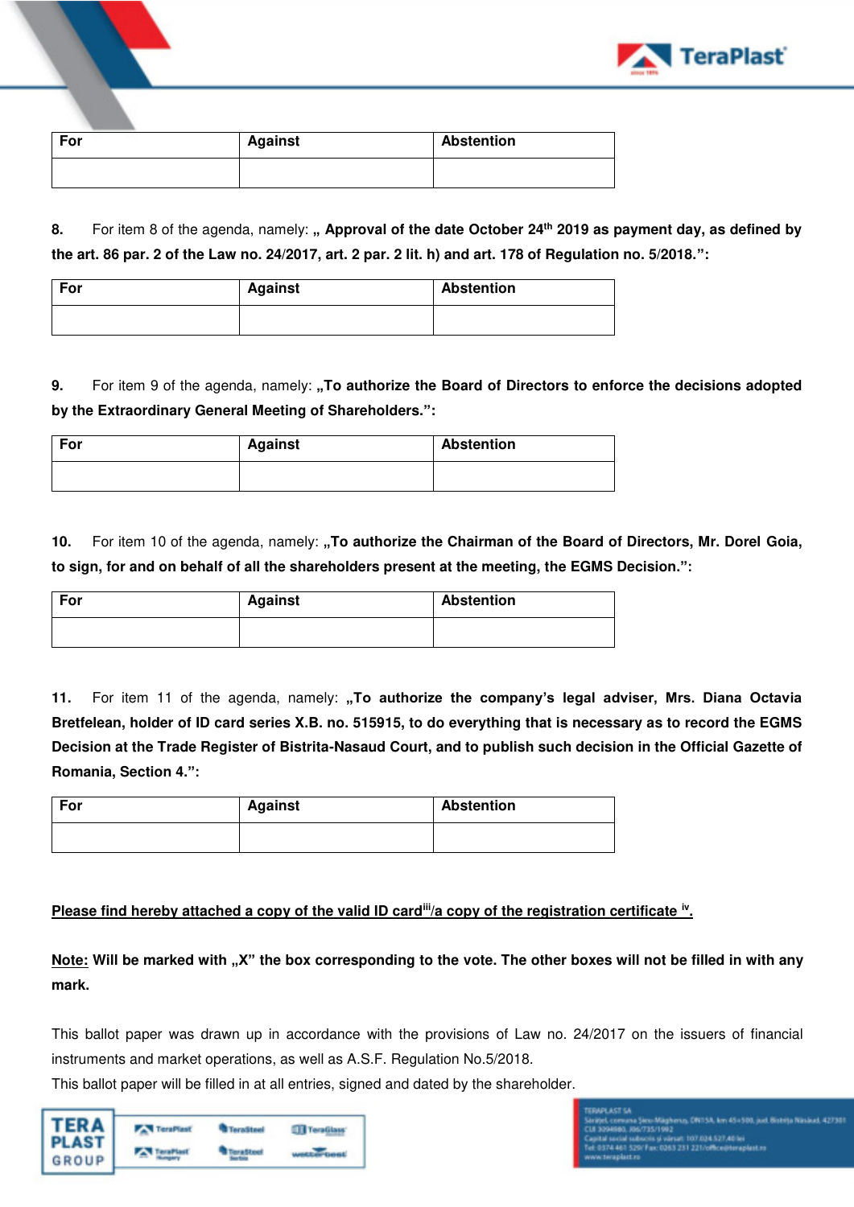| For | Against | Abstention |
| --- | --- | --- |
| | | |

**8.** For item 8 of the agenda, namely: **„ Approval of the date October 24th 2019 as payment day, as defined by the art. 86 par. 2 of the Law no. 24/2017, art. 2 par. 2 lit. h) and art. 178 of Regulation no. 5/2018.":**

| For | Against | Abstention |
| --- | --- | --- |
| | | |

**9.** For item 9 of the agenda, namely: **„To authorize the Board of Directors to enforce the decisions adopted by the Extraordinary General Meeting of Shareholders.":**

| For | Against | Abstention |
| --- | --- | --- |
| | | |

**10.** For item 10 of the agenda, namely: **„To authorize the Chairman of the Board of Directors, Mr. Dorel Goia, to sign, for and on behalf of all the shareholders present at the meeting, the EGMS Decision.":**

| For | Against | Abstention |
| --- | --- | --- |
| | | |

**11.** For item 11 of the agenda, namely: **„To authorize the company's legal adviser, Mrs. Diana Octavia Bretfelean, holder of ID card series X.B. no. 515915, to do everything that is necessary as to record the EGMS Decision at the Trade Register of Bistrita-Nasaud Court, and to publish such decision in the Official Gazette of Romania, Section 4.":**

| For | Against | Abstention |
| --- | --- | --- |
| | | |

**<u>Please find hereby attached a copy of the valid ID card[iii]/a copy of the registration certificate [iv].</u>**

**<u>Note:</u> Will be marked with „X" the box corresponding to the vote. The other boxes will not be filled in with any mark.**

This ballot paper was drawn up in accordance with the provisions of Law no. 24/2017 on the issuers of financial instruments and market operations, as well as A.S.F. Regulation No.5/2018.

This ballot paper will be filled in at all entries, signed and dated by the shareholder.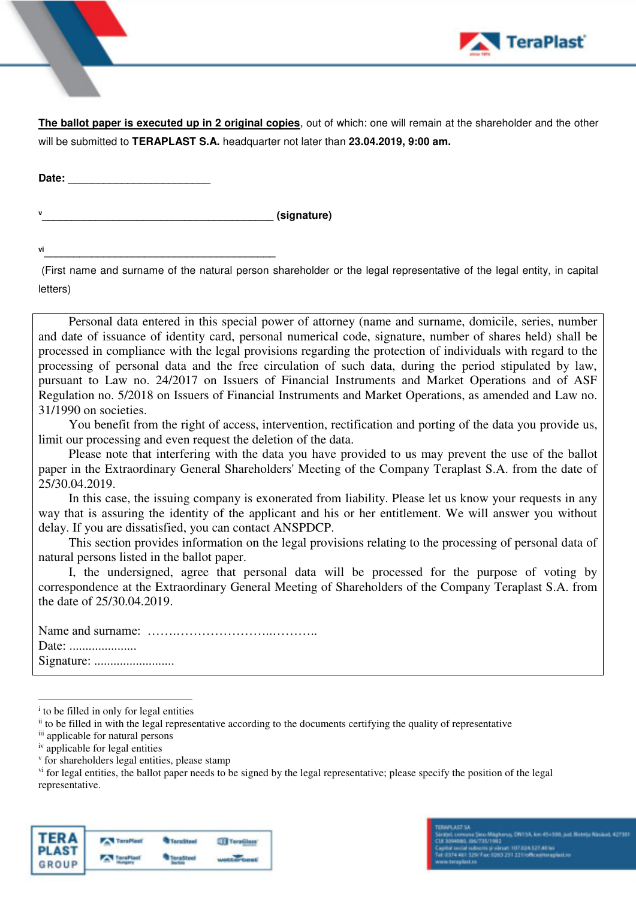**The ballot paper is executed up in 2 original copies**, out of which: one will remain at the shareholder and the other will be submitted to **TERAPLAST S.A.** headquarter not later than **23.04.2019, 9:00 am.**

**Date:** ________________________

[v]_______________________________________ **(signature)**

[vi]_______________________________________

(First name and surname of the natural person shareholder or the legal representative of the legal entity, in capital letters)

Personal data entered in this special power of attorney (name and surname, domicile, series, number and date of issuance of identity card, personal numerical code, signature, number of shares held) shall be processed in compliance with the legal provisions regarding the protection of individuals with regard to the processing of personal data and the free circulation of such data, during the period stipulated by law, pursuant to Law no. 24/2017 on Issuers of Financial Instruments and Market Operations and of ASF Regulation no. 5/2018 on Issuers of Financial Instruments and Market Operations, as amended and Law no. 31/1990 on societies.

You benefit from the right of access, intervention, rectification and porting of the data you provide us, limit our processing and even request the deletion of the data.

Please note that interfering with the data you have provided to us may prevent the use of the ballot paper in the Extraordinary General Shareholders' Meeting of the Company Teraplast S.A. from the date of 25/30.04.2019.

In this case, the issuing company is exonerated from liability. Please let us know your requests in any way that is assuring the identity of the applicant and his or her entitlement. We will answer you without delay. If you are dissatisfied, you can contact ANSPDCP.

This section provides information on the legal provisions relating to the processing of personal data of natural persons listed in the ballot paper.

I, the undersigned, agree that personal data will be processed for the purpose of voting by correspondence at the Extraordinary General Meeting of Shareholders of the Company Teraplast S.A. from the date of 25/30.04.2019.

Name and surname: …….…………………...………..
Date: .....................
Signature: .........................

---

[i] to be filled in only for legal entities
[ii] to be filled in with the legal representative according to the documents certifying the quality of representative
[iii] applicable for natural persons
[iv] applicable for legal entities
[v] for shareholders legal entities, please stamp
[vi] for legal entities, the ballot paper needs to be signed by the legal representative; please specify the position of the legal representative.